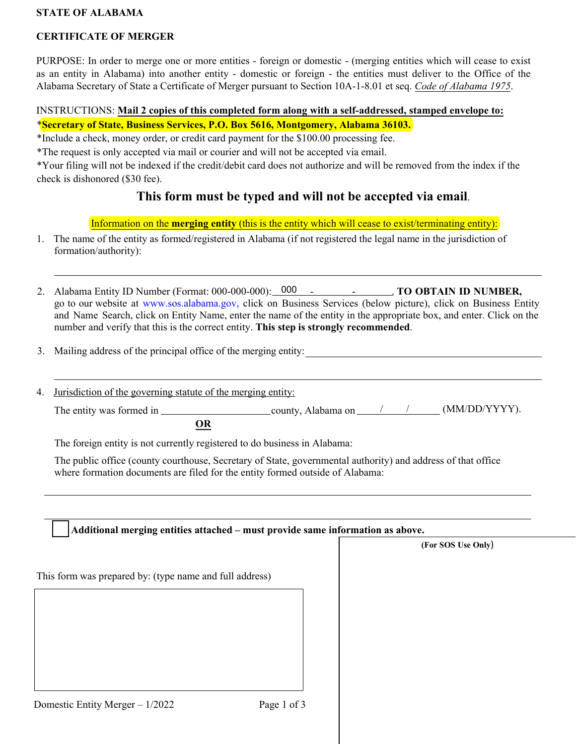**STATE OF ALABAMA**

**CERTIFICATE OF MERGER**

PURPOSE: In order to merge one or more entities - foreign or domestic - (merging entities which will cease to exist as an entity in Alabama) into another entity - domestic or foreign - the entities must deliver to the Office of the Alabama Secretary of State a Certificate of Merger pursuant to Section 10A-1-8.01 et seq. *Code of Alabama 1975*.

INSTRUCTIONS: **Mail 2 copies of this completed form along with a self-addressed, stamped envelope to:**
***Secretary of State, Business Services, P.O. Box 5616, Montgomery, Alabama 36103.**
*Include a check, money order, or credit card payment for the $100.00 processing fee.
*The request is only accepted via mail or courier and will not be accepted via email.
*Your filing will not be indexed if the credit/debit card does not authorize and will be removed from the index if the check is dishonored ($30 fee).

**This form must be typed and will not be accepted via email.**

Information on the **merging entity** (this is the entity which will cease to exist/terminating entity):

1. The name of the entity as formed/registered in Alabama (if not registered the legal name in the jurisdiction of formation/authority):

   ______________________________________________

2. Alabama Entity ID Number (Format: 000-000-000): 000 - ________ - ________, **TO OBTAIN ID NUMBER,** go to our website at www.sos.alabama.gov, click on Business Services (below picture), click on Business Entity and Name Search, click on Entity Name, enter the name of the entity in the appropriate box, and enter. Click on the number and verify that this is the correct entity. **This step is strongly recommended**.

3. Mailing address of the principal office of the merging entity: ______________________________________________

   ______________________________________________

4. Jurisdiction of the governing statute of the merging entity:

   The entity was formed in ____________________ county, Alabama on ____/____/________ (MM/DD/YYYY).

   **OR**

   The foreign entity is not currently registered to do business in Alabama:

   The public office (county courthouse, Secretary of State, governmental authority) and address of that office where formation documents are filed for the entity formed outside of Alabama:

   ______________________________________________

   ______________________________________________

☐ **Additional merging entities attached – must provide same information as above.**

This form was prepared by: (type name and full address)

(For SOS Use Only)

Domestic Entity Merger – 1/2022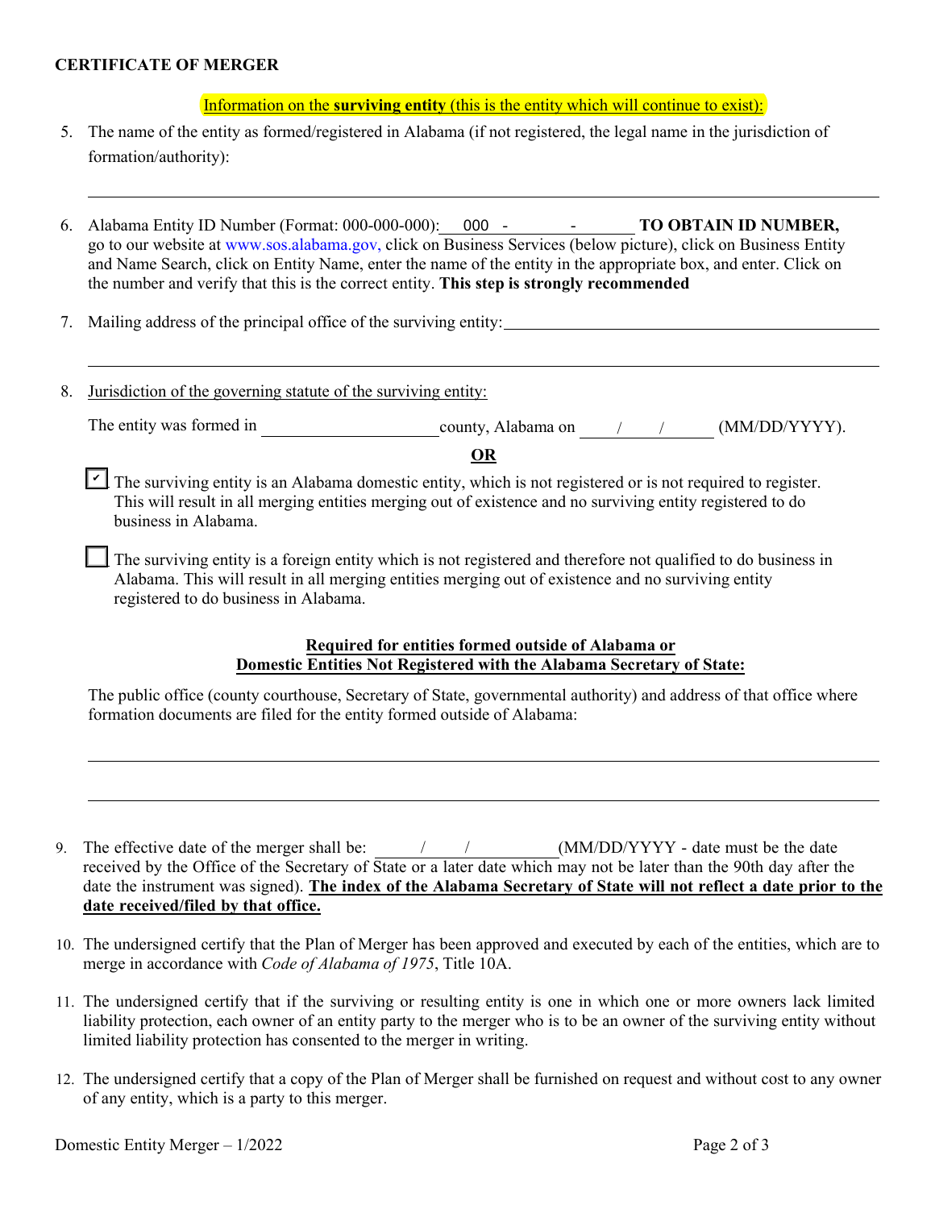**CERTIFICATE OF MERGER**

Information on the **surviving entity** (this is the entity which will continue to exist):

5. The name of the entity as formed/registered in Alabama (if not registered, the legal name in the jurisdiction of formation/authority):

_______________________________________________________________________________

6. Alabama Entity ID Number (Format: 000-000-000): 000 - ______ - ______ **TO OBTAIN ID NUMBER,** go to our website at www.sos.alabama.gov, click on Business Services (below picture), click on Business Entity and Name Search, click on Entity Name, enter the name of the entity in the appropriate box, and enter. Click on the number and verify that this is the correct entity. **This step is strongly recommended**

7. Mailing address of the principal office of the surviving entity: ______________________________

_______________________________________________________________________________

8. Jurisdiction of the governing statute of the surviving entity:

   The entity was formed in ____________________ county, Alabama on ____ / ____ / ______ (MM/DD/YYYY).

   **OR**

   ☑ The surviving entity is an Alabama domestic entity, which is not registered or is not required to register. This will result in all merging entities merging out of existence and no surviving entity registered to do business in Alabama.

   ☐ The surviving entity is a foreign entity which is not registered and therefore not qualified to do business in Alabama. This will result in all merging entities merging out of existence and no surviving entity registered to do business in Alabama.

   **Required for entities formed outside of Alabama or Domestic Entities Not Registered with the Alabama Secretary of State:**

   The public office (county courthouse, Secretary of State, governmental authority) and address of that office where formation documents are filed for the entity formed outside of Alabama:

   _______________________________________________________________________________

   _______________________________________________________________________________

9. The effective date of the merger shall be: ____ / ____ / ______ (MM/DD/YYYY - date must be the date received by the Office of the Secretary of State or a later date which may not be later than the 90th day after the date the instrument was signed). **The index of the Alabama Secretary of State will not reflect a date prior to the date received/filed by that office.**

10. The undersigned certify that the Plan of Merger has been approved and executed by each of the entities, which are to merge in accordance with *Code of Alabama of 1975*, Title 10A.

11. The undersigned certify that if the surviving or resulting entity is one in which one or more owners lack limited liability protection, each owner of an entity party to the merger who is to be an owner of the surviving entity without limited liability protection has consented to the merger in writing.

12. The undersigned certify that a copy of the Plan of Merger shall be furnished on request and without cost to any owner of any entity, which is a party to this merger.

Domestic Entity Merger – 1/2022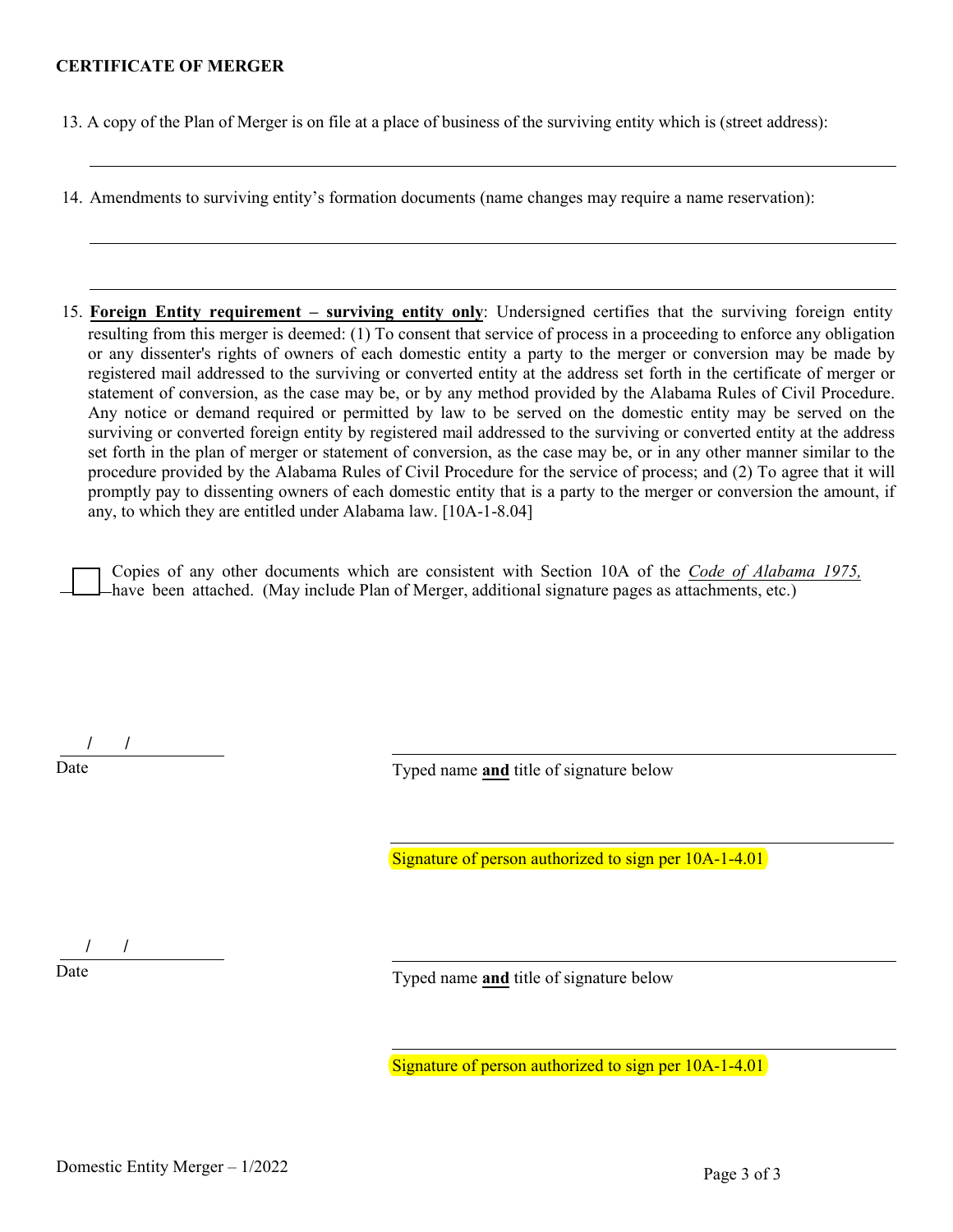**CERTIFICATE OF MERGER**

13. A copy of the Plan of Merger is on file at a place of business of the surviving entity which is (street address):

\_\_\_\_\_\_\_\_\_\_\_\_\_\_\_\_\_\_\_\_\_\_\_\_\_\_\_\_\_\_\_\_\_\_\_\_\_\_\_\_\_\_\_\_\_\_\_\_\_\_\_\_\_\_\_\_

14. Amendments to surviving entity's formation documents (name changes may require a name reservation):

\_\_\_\_\_\_\_\_\_\_\_\_\_\_\_\_\_\_\_\_\_\_\_\_\_\_\_\_\_\_\_\_\_\_\_\_\_\_\_\_\_\_\_\_\_\_\_\_\_\_\_\_\_\_\_\_

\_\_\_\_\_\_\_\_\_\_\_\_\_\_\_\_\_\_\_\_\_\_\_\_\_\_\_\_\_\_\_\_\_\_\_\_\_\_\_\_\_\_\_\_\_\_\_\_\_\_\_\_\_\_\_\_

15. **Foreign Entity requirement – surviving entity only**: Undersigned certifies that the surviving foreign entity resulting from this merger is deemed: (1) To consent that service of process in a proceeding to enforce any obligation or any dissenter's rights of owners of each domestic entity a party to the merger or conversion may be made by registered mail addressed to the surviving or converted entity at the address set forth in the certificate of merger or statement of conversion, as the case may be, or by any method provided by the Alabama Rules of Civil Procedure. Any notice or demand required or permitted by law to be served on the domestic entity may be served on the surviving or converted foreign entity by registered mail addressed to the surviving or converted entity at the address set forth in the plan of merger or statement of conversion, as the case may be, or in any other manner similar to the procedure provided by the Alabama Rules of Civil Procedure for the service of process; and (2) To agree that it will promptly pay to dissenting owners of each domestic entity that is a party to the merger or conversion the amount, if any, to which they are entitled under Alabama law. [10A-1-8.04]

☐ Copies of any other documents which are consistent with Section 10A of the *Code of Alabama 1975,* have been attached. (May include Plan of Merger, additional signature pages as attachments, etc.)

\_\_\_\_/\_\_\_\_/\_\_\_\_\_\_\_\_
Date

\_\_\_\_\_\_\_\_\_\_\_\_\_\_\_\_\_\_\_\_\_\_\_\_\_\_\_\_\_\_\_\_\_\_\_\_\_\_\_\_
Typed name **and** title of signature below

\_\_\_\_\_\_\_\_\_\_\_\_\_\_\_\_\_\_\_\_\_\_\_\_\_\_\_\_\_\_\_\_\_\_\_\_\_\_\_\_
Signature of person authorized to sign per 10A-1-4.01

\_\_\_\_/\_\_\_\_/\_\_\_\_\_\_\_\_
Date

\_\_\_\_\_\_\_\_\_\_\_\_\_\_\_\_\_\_\_\_\_\_\_\_\_\_\_\_\_\_\_\_\_\_\_\_\_\_\_\_
Typed name **and** title of signature below

\_\_\_\_\_\_\_\_\_\_\_\_\_\_\_\_\_\_\_\_\_\_\_\_\_\_\_\_\_\_\_\_\_\_\_\_\_\_\_\_
Signature of person authorized to sign per 10A-1-4.01

Domestic Entity Merger – 1/2022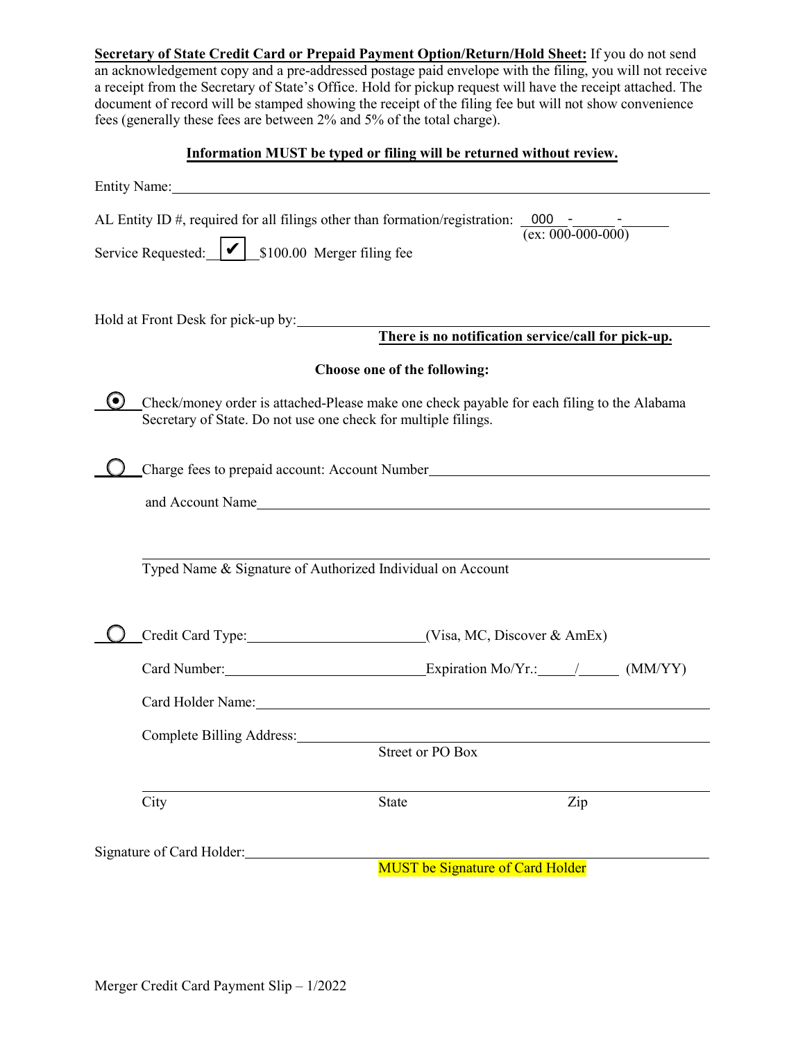**Secretary of State Credit Card or Prepaid Payment Option/Return/Hold Sheet:** If you do not send an acknowledgement copy and a pre-addressed postage paid envelope with the filing, you will not receive a receipt from the Secretary of State's Office. Hold for pickup request will have the receipt attached. The document of record will be stamped showing the receipt of the filing fee but will not show convenience fees (generally these fees are between 2% and 5% of the total charge).

**Information MUST be typed or filing will be returned without review.**

Entity Name: \_\_\_\_\_\_\_\_\_\_\_\_\_\_\_\_\_\_\_\_\_\_\_\_\_\_\_\_\_\_\_\_\_\_\_\_\_\_\_\_

AL Entity ID #, required for all filings other than formation/registration: 000 - \_\_\_\_\_ - \_\_\_\_\_
(ex: 000-000-000)

Service Requested: ☑ $100.00 Merger filing fee

Hold at Front Desk for pick-up by: \_\_\_\_\_\_\_\_\_\_\_\_\_\_\_\_\_\_\_\_\_\_\_\_\_\_\_\_\_\_\_\_\_\_\_\_\_\_\_\_
**There is no notification service/call for pick-up.**

**Choose one of the following:**

◉ Check/money order is attached-Please make one check payable for each filing to the Alabama Secretary of State. Do not use one check for multiple filings.

○ Charge fees to prepaid account: Account Number \_\_\_\_\_\_\_\_\_\_\_\_\_\_\_\_\_\_\_\_\_\_\_\_\_\_\_\_\_\_\_\_\_\_\_\_

and Account Name \_\_\_\_\_\_\_\_\_\_\_\_\_\_\_\_\_\_\_\_\_\_\_\_\_\_\_\_\_\_\_\_\_\_\_\_\_\_\_\_

\_\_\_\_\_\_\_\_\_\_\_\_\_\_\_\_\_\_\_\_\_\_\_\_\_\_\_\_\_\_\_\_\_\_\_\_\_\_\_\_
Typed Name & Signature of Authorized Individual on Account

○ Credit Card Type: \_\_\_\_\_\_\_\_\_\_\_\_\_\_\_\_\_\_\_\_ (Visa, MC, Discover & AmEx)

Card Number: \_\_\_\_\_\_\_\_\_\_\_\_\_\_\_\_\_\_\_\_\_\_ Expiration Mo/Yr.: \_\_\_\_\_ / \_\_\_\_\_ (MM/YY)

Card Holder Name: \_\_\_\_\_\_\_\_\_\_\_\_\_\_\_\_\_\_\_\_\_\_\_\_\_\_\_\_\_\_\_\_\_\_\_\_\_\_\_\_

Complete Billing Address: \_\_\_\_\_\_\_\_\_\_\_\_\_\_\_\_\_\_\_\_\_\_\_\_\_\_\_\_\_\_\_\_\_\_\_\_\_\_\_\_
Street or PO Box

\_\_\_\_\_\_\_\_\_\_\_\_\_\_\_\_\_\_\_\_\_\_\_\_\_\_\_\_\_\_\_\_\_\_\_\_\_\_\_\_
City State Zip

Signature of Card Holder: \_\_\_\_\_\_\_\_\_\_\_\_\_\_\_\_\_\_\_\_\_\_\_\_\_\_\_\_\_\_\_\_\_\_\_\_\_\_\_\_
MUST be Signature of Card Holder

Merger Credit Card Payment Slip – 1/2022